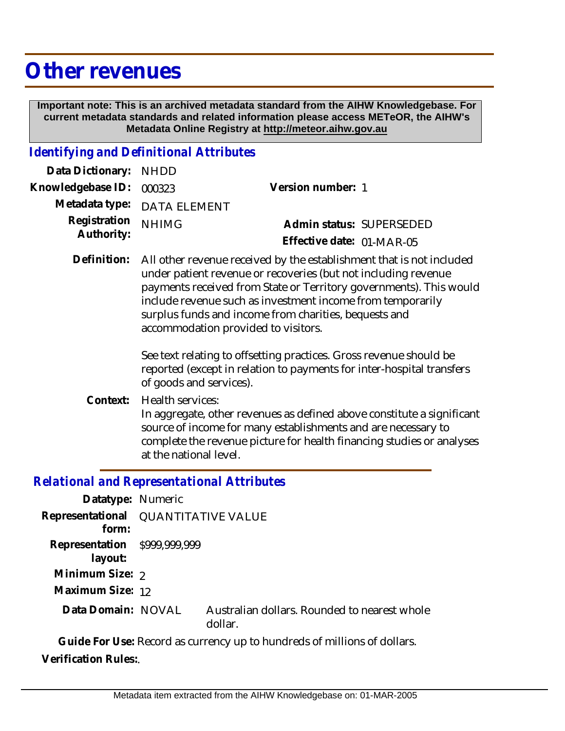# Other revenues

**Important note: This is an archived metadata standard from the AIHW Knowledgebase. For current metadata standards and related information please access METeOR, the AIHW's Metadata Online Registry at http://meteor.aihw.gov.au**

## *Identifying and Definitional Attributes*

**Data Dictionary:** NHDD

**Knowledgebase ID:** 000323

**Version number:** 1

**Metadata type:** DATA ELEMENT

**Registration Authority:** NHIMG

**Admin status:** SUPERSEDED

**Effective date:** 01-MAR-05

**Definition:** All other revenue received by the establishment that is not included under patient revenue or recoveries (but not including revenue payments received from State or Territory governments). This would include revenue such as investment income from temporarily surplus funds and income from charities, bequests and accommodation provided to visitors.

See text relating to offsetting practices. Gross revenue should be reported (except in relation to payments for inter-hospital transfers of goods and services).

**Context:** Health services:
In aggregate, other revenues as defined above constitute a significant source of income for many establishments and are necessary to complete the revenue picture for health financing studies or analyses at the national level.

## *Relational and Representational Attributes*

**Datatype:** Numeric

**Representational form:** QUANTITATIVE VALUE

**Representation layout:** $999,999,999

**Minimum Size:** 2

**Maximum Size:** 12

**Data Domain:** NOVAL Australian dollars. Rounded to nearest whole dollar.

**Guide For Use:** Record as currency up to hundreds of millions of dollars.

**Verification Rules:**.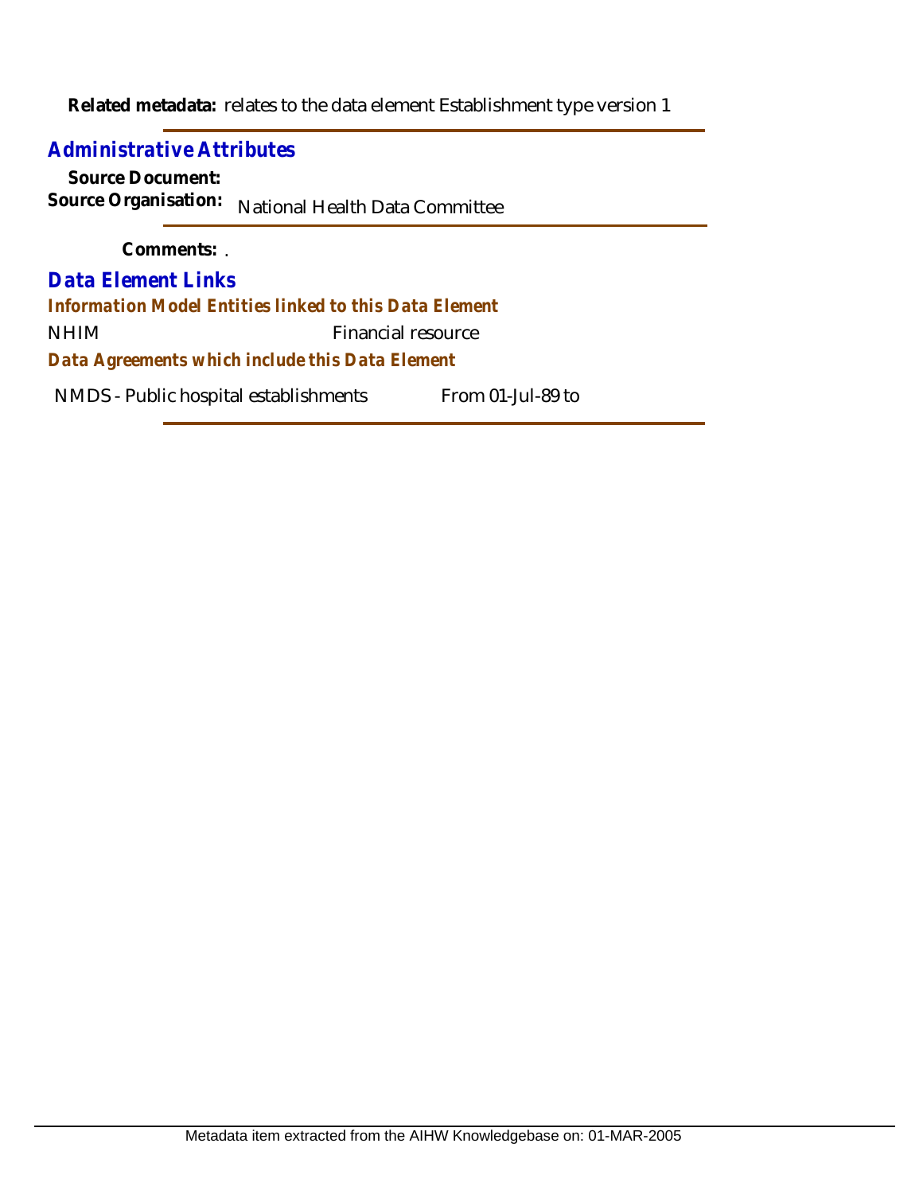**Related metadata:** relates to the data element Establishment type version 1

## Administrative Attributes

**Source Document:**

**Source Organisation:** National Health Data Committee

**Comments:** .

## Data Element Links

### Information Model Entities linked to this Data Element

| | |
|---|---|
| NHIM | Financial resource |

### Data Agreements which include this Data Element

| | |
|---|---|
| NMDS - Public hospital establishments | From 01-Jul-89 to |

Metadata item extracted from the AIHW Knowledgebase on: 01-MAR-2005